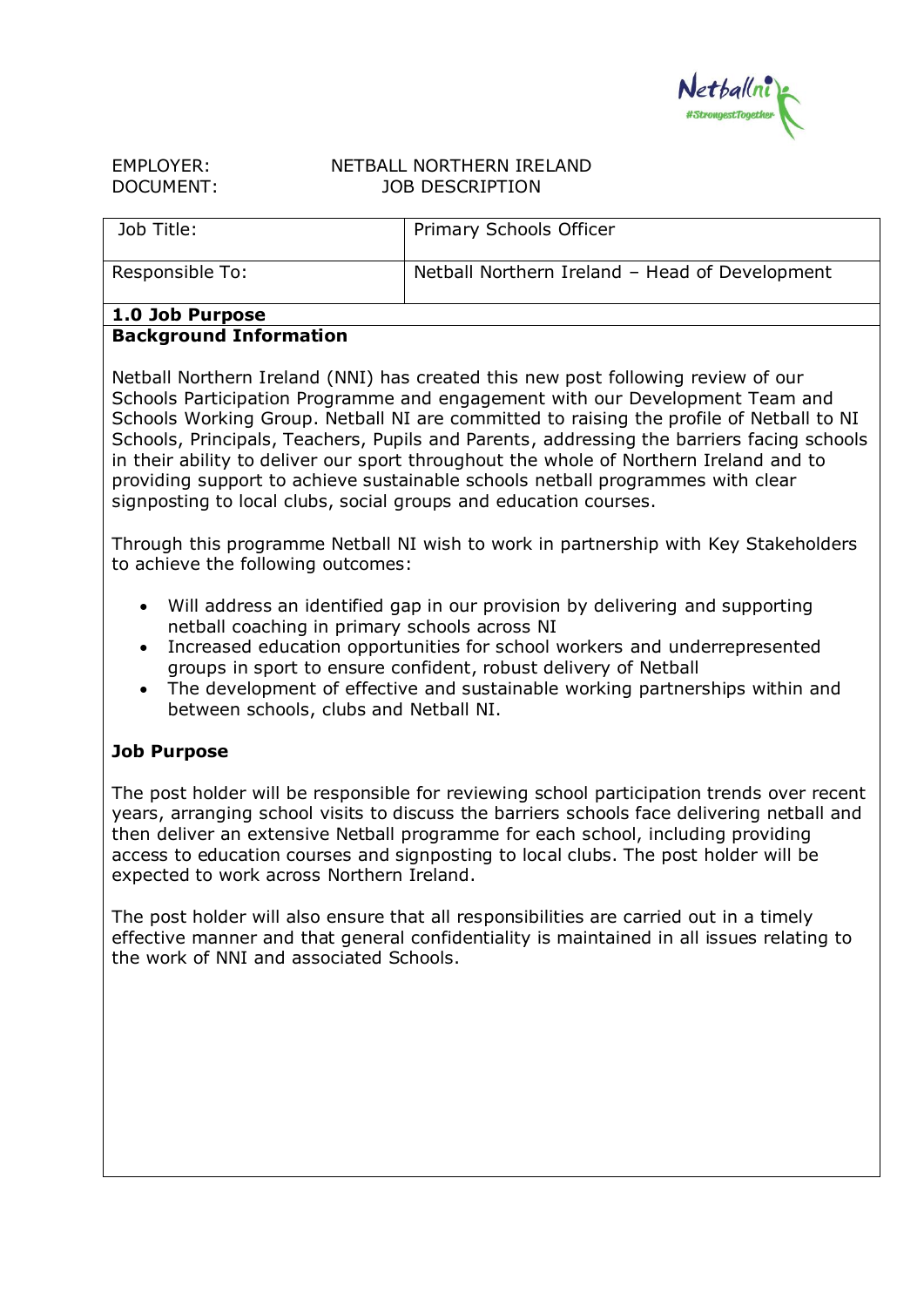EMPLOYER: NETBALL NORTHERN IRELAND
DOCUMENT: JOB DESCRIPTION

| Job Title: | Primary Schools Officer |
| --- | --- |
| Responsible To: | Netball Northern Ireland – Head of Development |

## 1.0 Job Purpose

### Background Information

Netball Northern Ireland (NNI) has created this new post following review of our Schools Participation Programme and engagement with our Development Team and Schools Working Group. Netball NI are committed to raising the profile of Netball to NI Schools, Principals, Teachers, Pupils and Parents, addressing the barriers facing schools in their ability to deliver our sport throughout the whole of Northern Ireland and to providing support to achieve sustainable schools netball programmes with clear signposting to local clubs, social groups and education courses.

Through this programme Netball NI wish to work in partnership with Key Stakeholders to achieve the following outcomes:

- Will address an identified gap in our provision by delivering and supporting netball coaching in primary schools across NI
- Increased education opportunities for school workers and underrepresented groups in sport to ensure confident, robust delivery of Netball
- The development of effective and sustainable working partnerships within and between schools, clubs and Netball NI.

### Job Purpose

The post holder will be responsible for reviewing school participation trends over recent years, arranging school visits to discuss the barriers schools face delivering netball and then deliver an extensive Netball programme for each school, including providing access to education courses and signposting to local clubs. The post holder will be expected to work across Northern Ireland.

The post holder will also ensure that all responsibilities are carried out in a timely effective manner and that general confidentiality is maintained in all issues relating to the work of NNI and associated Schools.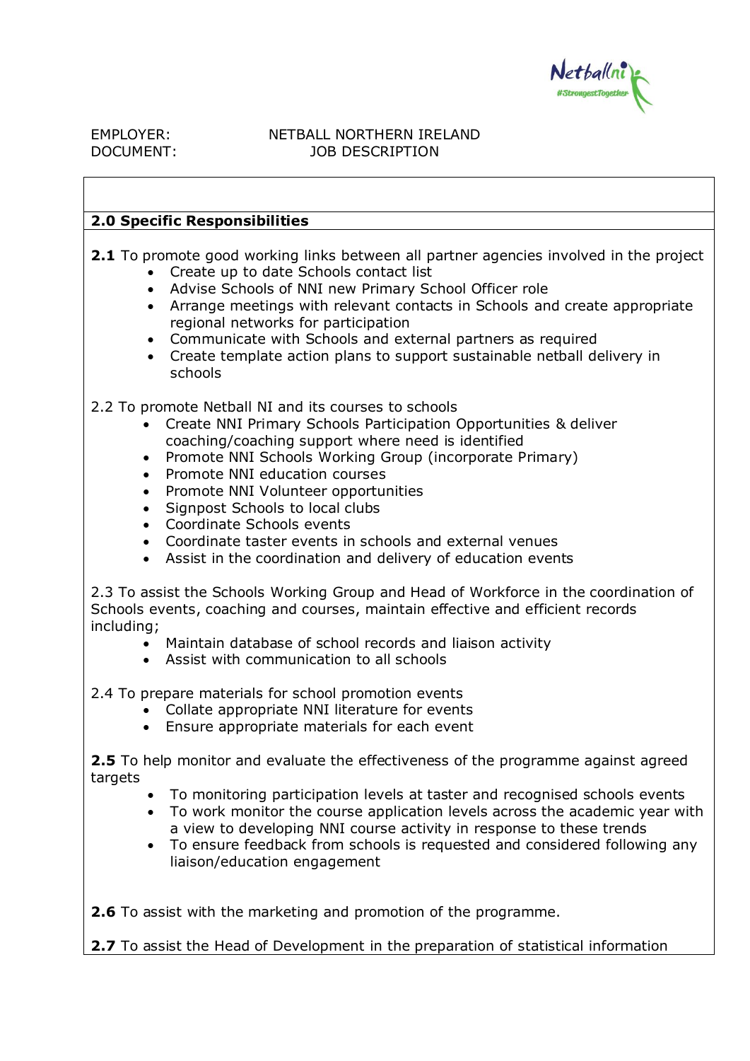EMPLOYER: NETBALL NORTHERN IRELAND
DOCUMENT: JOB DESCRIPTION

**2.0 Specific Responsibilities**

**2.1** To promote good working links between all partner agencies involved in the project

- Create up to date Schools contact list
- Advise Schools of NNI new Primary School Officer role
- Arrange meetings with relevant contacts in Schools and create appropriate regional networks for participation
- Communicate with Schools and external partners as required
- Create template action plans to support sustainable netball delivery in schools

2.2 To promote Netball NI and its courses to schools

- Create NNI Primary Schools Participation Opportunities & deliver coaching/coaching support where need is identified
- Promote NNI Schools Working Group (incorporate Primary)
- Promote NNI education courses
- Promote NNI Volunteer opportunities
- Signpost Schools to local clubs
- Coordinate Schools events
- Coordinate taster events in schools and external venues
- Assist in the coordination and delivery of education events

2.3 To assist the Schools Working Group and Head of Workforce in the coordination of Schools events, coaching and courses, maintain effective and efficient records including;

- Maintain database of school records and liaison activity
- Assist with communication to all schools

2.4 To prepare materials for school promotion events

- Collate appropriate NNI literature for events
- Ensure appropriate materials for each event

**2.5** To help monitor and evaluate the effectiveness of the programme against agreed targets

- To monitoring participation levels at taster and recognised schools events
- To work monitor the course application levels across the academic year with a view to developing NNI course activity in response to these trends
- To ensure feedback from schools is requested and considered following any liaison/education engagement

**2.6** To assist with the marketing and promotion of the programme.

**2.7** To assist the Head of Development in the preparation of statistical information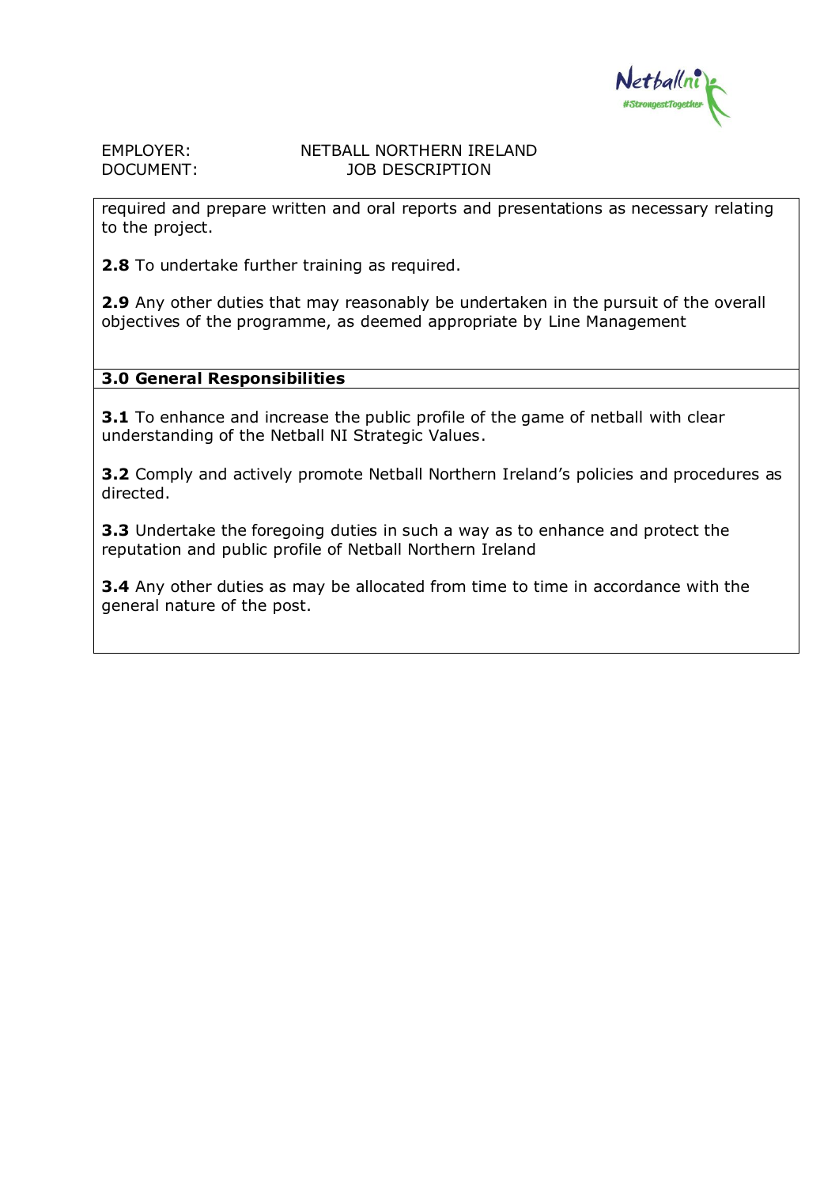required and prepare written and oral reports and presentations as necessary relating to the project.

**2.8** To undertake further training as required.

**2.9** Any other duties that may reasonably be undertaken in the pursuit of the overall objectives of the programme, as deemed appropriate by Line Management

### 3.0 General Responsibilities

**3.1** To enhance and increase the public profile of the game of netball with clear understanding of the Netball NI Strategic Values.

**3.2** Comply and actively promote Netball Northern Ireland's policies and procedures as directed.

**3.3** Undertake the foregoing duties in such a way as to enhance and protect the reputation and public profile of Netball Northern Ireland

**3.4** Any other duties as may be allocated from time to time in accordance with the general nature of the post.